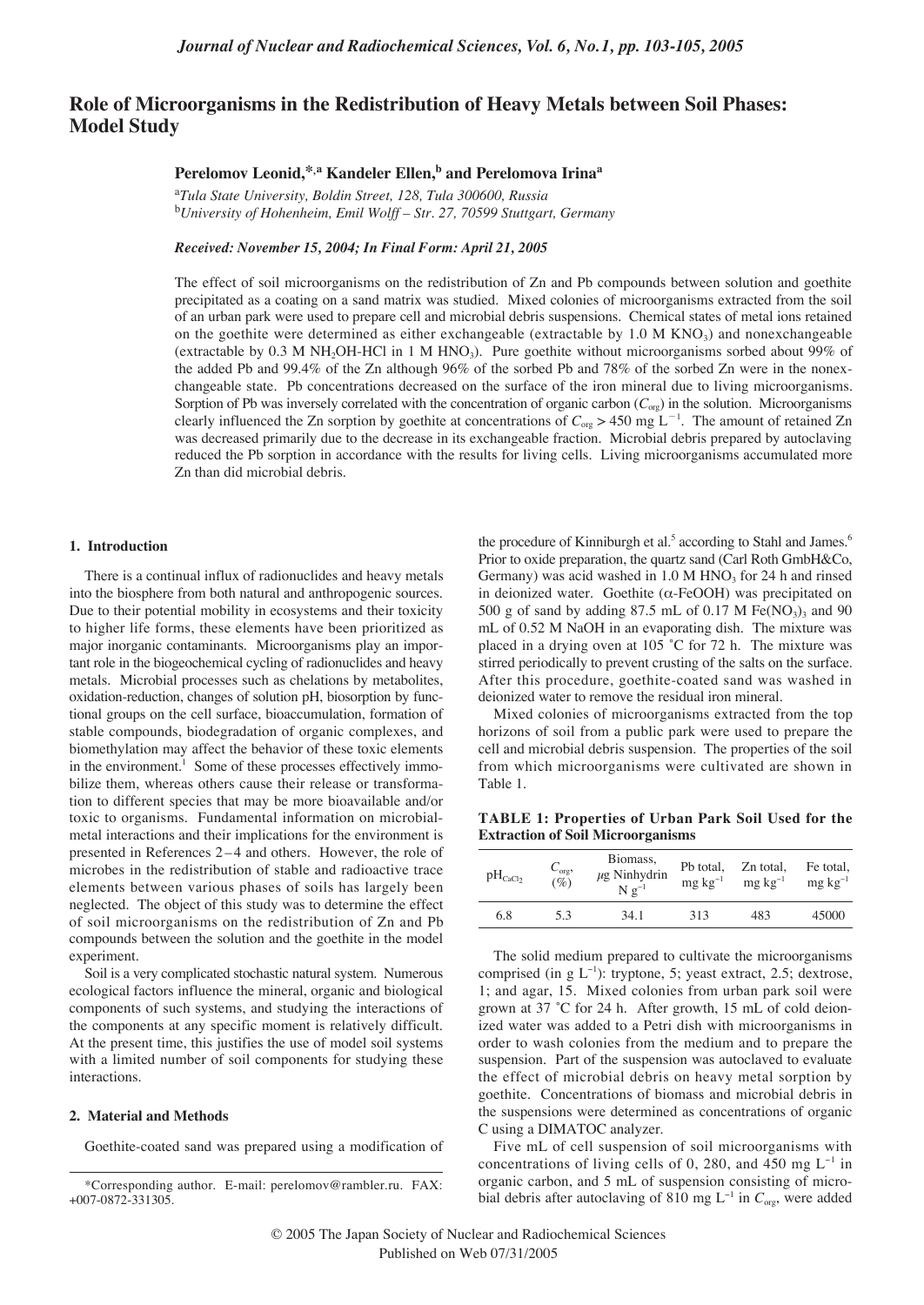# Role of Microorganisms in the Redistribution of Heavy Metals between Soil Phases: Model Study

**Perelomov Leonid,[*,a] Kandeler Ellen,[b] and Perelomova Irina[a]**

[a]*Tula State University, Boldin Street, 128, Tula 300600, Russia*
[b]*University of Hohenheim, Emil Wolff – Str. 27, 70599 Stuttgart, Germany*

***Received: November 15, 2004; In Final Form: April 21, 2005***

The effect of soil microorganisms on the redistribution of Zn and Pb compounds between solution and goethite precipitated as a coating on a sand matrix was studied. Mixed colonies of microorganisms extracted from the soil of an urban park were used to prepare cell and microbial debris suspensions. Chemical states of metal ions retained on the goethite were determined as either exchangeable (extractable by 1.0 M $KNO_3$) and nonexchangeable (extractable by 0.3 M $NH_2OH$-HCl in 1 M $HNO_3$). Pure goethite without microorganisms sorbed about 99% of the added Pb and 99.4% of the Zn although 96% of the sorbed Pb and 78% of the sorbed Zn were in the nonexchangeable state. Pb concentrations decreased on the surface of the iron mineral due to living microorganisms. Sorption of Pb was inversely correlated with the concentration of organic carbon ($C_{org}$) in the solution. Microorganisms clearly influenced the Zn sorption by goethite at concentrations of $C_{org} > 450$ mg $L^{-1}$. The amount of retained Zn was decreased primarily due to the decrease in its exchangeable fraction. Microbial debris prepared by autoclaving reduced the Pb sorption in accordance with the results for living cells. Living microorganisms accumulated more Zn than did microbial debris.

## 1. Introduction

There is a continual influx of radionuclides and heavy metals into the biosphere from both natural and anthropogenic sources. Due to their potential mobility in ecosystems and their toxicity to higher life forms, these elements have been prioritized as major inorganic contaminants. Microorganisms play an important role in the biogeochemical cycling of radionuclides and heavy metals. Microbial processes such as chelations by metabolites, oxidation-reduction, changes of solution pH, biosorption by functional groups on the cell surface, bioaccumulation, formation of stable compounds, biodegradation of organic complexes, and biomethylation may affect the behavior of these toxic elements in the environment.[1] Some of these processes effectively immobilize them, whereas others cause their release or transformation to different species that may be more bioavailable and/or toxic to organisms. Fundamental information on microbial-metal interactions and their implications for the environment is presented in References 2–4 and others. However, the role of microbes in the redistribution of stable and radioactive trace elements between various phases of soils has largely been neglected. The object of this study was to determine the effect of soil microorganisms on the redistribution of Zn and Pb compounds between the solution and the goethite in the model experiment.

Soil is a very complicated stochastic natural system. Numerous ecological factors influence the mineral, organic and biological components of such systems, and studying the interactions of the components at any specific moment is relatively difficult. At the present time, this justifies the use of model soil systems with a limited number of soil components for studying these interactions.

## 2. Material and Methods

Goethite-coated sand was prepared using a modification of the procedure of Kinniburgh et al.[5] according to Stahl and James.[6] Prior to oxide preparation, the quartz sand (Carl Roth GmbH&Co, Germany) was acid washed in 1.0 M $HNO_3$ for 24 h and rinsed in deionized water. Goethite ($\alpha$-FeOOH) was precipitated on 500 g of sand by adding 87.5 mL of 0.17 M $Fe(NO_3)_3$ and 90 mL of 0.52 M NaOH in an evaporating dish. The mixture was placed in a drying oven at 105 ˚C for 72 h. The mixture was stirred periodically to prevent crusting of the salts on the surface. After this procedure, goethite-coated sand was washed in deionized water to remove the residual iron mineral.

Mixed colonies of microorganisms extracted from the top horizons of soil from a public park were used to prepare the cell and microbial debris suspension. The properties of the soil from which microorganisms were cultivated are shown in Table 1.

**TABLE 1: Properties of Urban Park Soil Used for the Extraction of Soil Microorganisms**

| $pH_{CaCl_2}$ | $C_{org}$, (%) | Biomass, $\mu$g Ninhydrin N $g^{-1}$ | Pb total, mg $kg^{-1}$ | Zn total, mg $kg^{-1}$ | Fe total, mg $kg^{-1}$ |
|---|---|---|---|---|---|
| 6.8 | 5.3 | 34.1 | 313 | 483 | 45000 |

The solid medium prepared to cultivate the microorganisms comprised (in g $L^{-1}$): tryptone, 5; yeast extract, 2.5; dextrose, 1; and agar, 15. Mixed colonies from urban park soil were grown at 37 ˚C for 24 h. After growth, 15 mL of cold deionized water was added to a Petri dish with microorganisms in order to wash colonies from the medium and to prepare the suspension. Part of the suspension was autoclaved to evaluate the effect of microbial debris on heavy metal sorption by goethite. Concentrations of biomass and microbial debris in the suspensions were determined as concentrations of organic C using a DIMATOC analyzer.

Five mL of cell suspension of soil microorganisms with concentrations of living cells of 0, 280, and 450 mg $L^{-1}$ in organic carbon, and 5 mL of suspension consisting of microbial debris after autoclaving of 810 mg $L^{-1}$ in $C_{org}$, were added

*Corresponding author. E-mail: perelomov@rambler.ru. FAX: +007-0872-331305.

© 2005 The Japan Society of Nuclear and Radiochemical Sciences
Published on Web 07/31/2005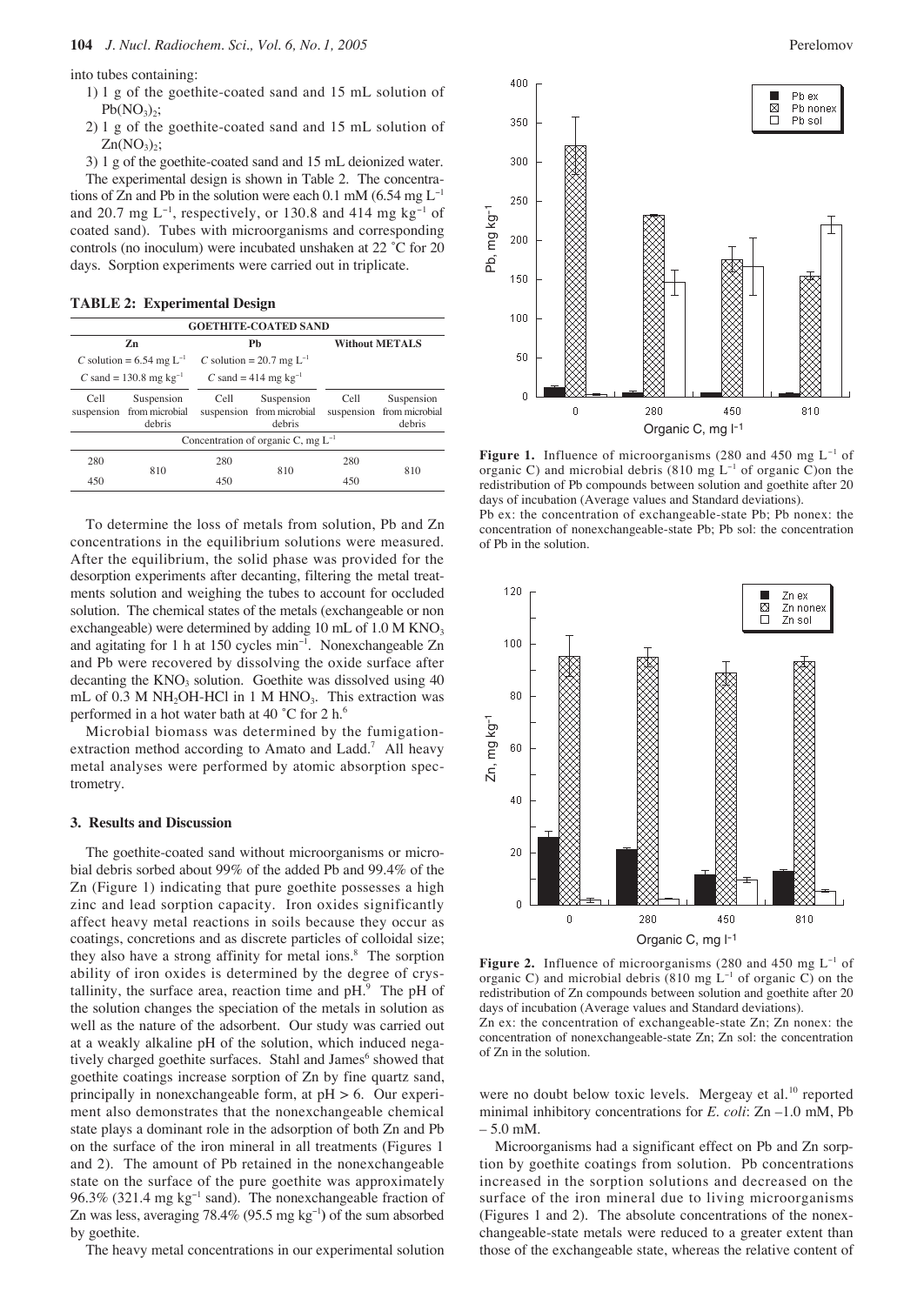into tubes containing:

1) 1 g of the goethite-coated sand and 15 mL solution of $Pb(NO_3)_2$;
2) 1 g of the goethite-coated sand and 15 mL solution of $Zn(NO_3)_2$;
3) 1 g of the goethite-coated sand and 15 mL deionized water.

The experimental design is shown in Table 2. The concentrations of Zn and Pb in the solution were each 0.1 mM (6.54 mg $L^{-1}$ and 20.7 mg $L^{-1}$, respectively, or 130.8 and 414 mg $kg^{-1}$ of coated sand). Tubes with microorganisms and corresponding controls (no inoculum) were incubated unshaken at 22 ˚C for 20 days. Sorption experiments were carried out in triplicate.

**TABLE 2: Experimental Design**

| GOETHITE-COATED SAND | | | | | |
|---|---|---|---|---|---|
| Zn | | Pb | | Without METALS | |
| $C$ solution = 6.54 mg $L^{-1}$<br>$C$ sand = 130.8 mg $kg^{-1}$ | | $C$ solution = 20.7 mg $L^{-1}$<br>$C$ sand = 414 mg $kg^{-1}$ | | | |
| Cell suspension | Suspension from microbial debris | Cell suspension | Suspension from microbial debris | Cell suspension | Suspension from microbial debris |
| Concentration of organic C, mg $L^{-1}$ | | | | | |
| 280 | 810 | 280 | 810 | 280 | 810 |
| 450 | | 450 | | 450 | |

To determine the loss of metals from solution, Pb and Zn concentrations in the equilibrium solutions were measured. After the equilibrium, the solid phase was provided for the desorption experiments after decanting, filtering the metal treatments solution and weighing the tubes to account for occluded solution. The chemical states of the metals (exchangeable or non exchangeable) were determined by adding 10 mL of 1.0 M $KNO_3$ and agitating for 1 h at 150 cycles $min^{-1}$. Nonexchangeable Zn and Pb were recovered by dissolving the oxide surface after decanting the $KNO_3$ solution. Goethite was dissolved using 40 mL of 0.3 M $NH_2OH$-HCl in 1 M $HNO_3$. This extraction was performed in a hot water bath at 40 ˚C for 2 h.[6]

Microbial biomass was determined by the fumigation-extraction method according to Amato and Ladd.[7] All heavy metal analyses were performed by atomic absorption spectrometry.

### 3. Results and Discussion

The goethite-coated sand without microorganisms or microbial debris sorbed about 99% of the added Pb and 99.4% of the Zn (Figure 1) indicating that pure goethite possesses a high zinc and lead sorption capacity. Iron oxides significantly affect heavy metal reactions in soils because they occur as coatings, concretions and as discrete particles of colloidal size; they also have a strong affinity for metal ions.[8] The sorption ability of iron oxides is determined by the degree of crystallinity, the surface area, reaction time and pH.[9] The pH of the solution changes the speciation of the metals in solution as well as the nature of the adsorbent. Our study was carried out at a weakly alkaline pH of the solution, which induced negatively charged goethite surfaces. Stahl and James[6] showed that goethite coatings increase sorption of Zn by fine quartz sand, principally in nonexchangeable form, at pH > 6. Our experiment also demonstrates that the nonexchangeable chemical state plays a dominant role in the adsorption of both Zn and Pb on the surface of the iron mineral in all treatments (Figures 1 and 2). The amount of Pb retained in the nonexchangeable state on the surface of the pure goethite was approximately 96.3% (321.4 mg $kg^{-1}$ sand). The nonexchangeable fraction of Zn was less, averaging 78.4% (95.5 mg $kg^{-1}$) of the sum absorbed by goethite.

The heavy metal concentrations in our experimental solution were no doubt below toxic levels. Mergeay et al.[10] reported minimal inhibitory concentrations for *E. coli*: Zn –1.0 mM, Pb – 5.0 mM.

**Figure 1.** Influence of microorganisms (280 and 450 mg $L^{-1}$ of organic C) and microbial debris (810 mg $L^{-1}$ of organic C)on the redistribution of Pb compounds between solution and goethite after 20 days of incubation (Average values and Standard deviations).
Pb ex: the concentration of exchangeable-state Pb; Pb nonex: the concentration of nonexchangeable-state Pb; Pb sol: the concentration of Pb in the solution.

**Figure 2.** Influence of microorganisms (280 and 450 mg $L^{-1}$ of organic C) and microbial debris (810 mg $L^{-1}$ of organic C) on the redistribution of Zn compounds between solution and goethite after 20 days of incubation (Average values and Standard deviations).
Zn ex: the concentration of exchangeable-state Zn; Zn nonex: the concentration of nonexchangeable-state Zn; Zn sol: the concentration of Zn in the solution.

Microorganisms had a significant effect on Pb and Zn sorption by goethite coatings from solution. Pb concentrations increased in the sorption solutions and decreased on the surface of the iron mineral due to living microorganisms (Figures 1 and 2). The absolute concentrations of the nonexchangeable-state metals were reduced to a greater extent than those of the exchangeable state, whereas the relative content of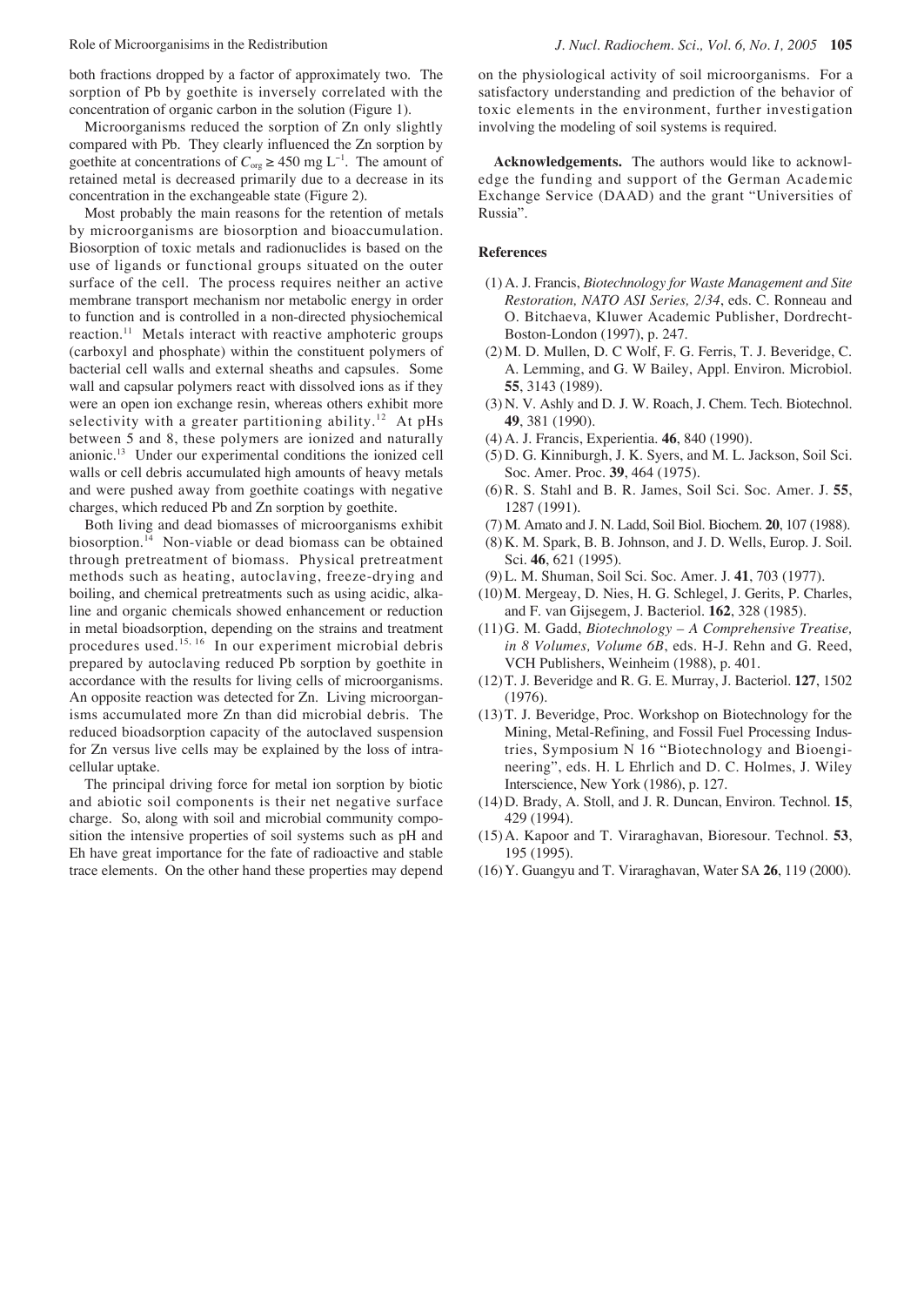both fractions dropped by a factor of approximately two. The sorption of Pb by goethite is inversely correlated with the concentration of organic carbon in the solution (Figure 1).

Microorganisms reduced the sorption of Zn only slightly compared with Pb. They clearly influenced the Zn sorption by goethite at concentrations of $C_{org} \geq 450$ mg $L^{-1}$. The amount of retained metal is decreased primarily due to a decrease in its concentration in the exchangeable state (Figure 2).

Most probably the main reasons for the retention of metals by microorganisms are biosorption and bioaccumulation. Biosorption of toxic metals and radionuclides is based on the use of ligands or functional groups situated on the outer surface of the cell. The process requires neither an active membrane transport mechanism nor metabolic energy in order to function and is controlled in a non-directed physiochemical reaction.[11] Metals interact with reactive amphoteric groups (carboxyl and phosphate) within the constituent polymers of bacterial cell walls and external sheaths and capsules. Some wall and capsular polymers react with dissolved ions as if they were an open ion exchange resin, whereas others exhibit more selectivity with a greater partitioning ability.[12] At pHs between 5 and 8, these polymers are ionized and naturally anionic.[13] Under our experimental conditions the ionized cell walls or cell debris accumulated high amounts of heavy metals and were pushed away from goethite coatings with negative charges, which reduced Pb and Zn sorption by goethite.

Both living and dead biomasses of microorganisms exhibit biosorption.[14] Non-viable or dead biomass can be obtained through pretreatment of biomass. Physical pretreatment methods such as heating, autoclaving, freeze-drying and boiling, and chemical pretreatments such as using acidic, alkaline and organic chemicals showed enhancement or reduction in metal bioadsorption, depending on the strains and treatment procedures used.[15, 16] In our experiment microbial debris prepared by autoclaving reduced Pb sorption by goethite in accordance with the results for living cells of microorganisms. An opposite reaction was detected for Zn. Living microorganisms accumulated more Zn than did microbial debris. The reduced bioadsorption capacity of the autoclaved suspension for Zn versus live cells may be explained by the loss of intracellular uptake.

The principal driving force for metal ion sorption by biotic and abiotic soil components is their net negative surface charge. So, along with soil and microbial community composition the intensive properties of soil systems such as pH and Eh have great importance for the fate of radioactive and stable trace elements. On the other hand these properties may depend on the physiological activity of soil microorganisms. For a satisfactory understanding and prediction of the behavior of toxic elements in the environment, further investigation involving the modeling of soil systems is required.

**Acknowledgements.** The authors would like to acknowledge the funding and support of the German Academic Exchange Service (DAAD) and the grant "Universities of Russia".

## References

(1) A. J. Francis, *Biotechnology for Waste Management and Site Restoration, NATO ASI Series, 2/34*, eds. C. Ronneau and O. Bitchaeva, Kluwer Academic Publisher, Dordrecht-Boston-London (1997), p. 247.

(2) M. D. Mullen, D. C Wolf, F. G. Ferris, T. J. Beveridge, C. A. Lemming, and G. W Bailey, Appl. Environ. Microbiol. **55**, 3143 (1989).

(3) N. V. Ashly and D. J. W. Roach, J. Chem. Tech. Biotechnol. **49**, 381 (1990).

(4) A. J. Francis, Experientia. **46**, 840 (1990).

(5) D. G. Kinniburgh, J. K. Syers, and M. L. Jackson, Soil Sci. Soc. Amer. Proc. **39**, 464 (1975).

(6) R. S. Stahl and B. R. James, Soil Sci. Soc. Amer. J. **55**, 1287 (1991).

(7) M. Amato and J. N. Ladd, Soil Biol. Biochem. **20**, 107 (1988).

(8) K. M. Spark, B. B. Johnson, and J. D. Wells, Europ. J. Soil. Sci. **46**, 621 (1995).

(9) L. M. Shuman, Soil Sci. Soc. Amer. J. **41**, 703 (1977).

(10) M. Mergeay, D. Nies, H. G. Schlegel, J. Gerits, P. Charles, and F. van Gijsegem, J. Bacteriol. **162**, 328 (1985).

(11) G. M. Gadd, *Biotechnology – A Comprehensive Treatise, in 8 Volumes, Volume 6B*, eds. H-J. Rehn and G. Reed, VCH Publishers, Weinheim (1988), p. 401.

(12) T. J. Beveridge and R. G. E. Murray, J. Bacteriol. **127**, 1502 (1976).

(13) T. J. Beveridge, Proc. Workshop on Biotechnology for the Mining, Metal-Refining, and Fossil Fuel Processing Industries, Symposium N 16 "Biotechnology and Bioengineering", eds. H. L Ehrlich and D. C. Holmes, J. Wiley Interscience, New York (1986), p. 127.

(14) D. Brady, A. Stoll, and J. R. Duncan, Environ. Technol. **15**, 429 (1994).

(15) A. Kapoor and T. Viraraghavan, Bioresour. Technol. **53**, 195 (1995).

(16) Y. Guangyu and T. Viraraghavan, Water SA **26**, 119 (2000).